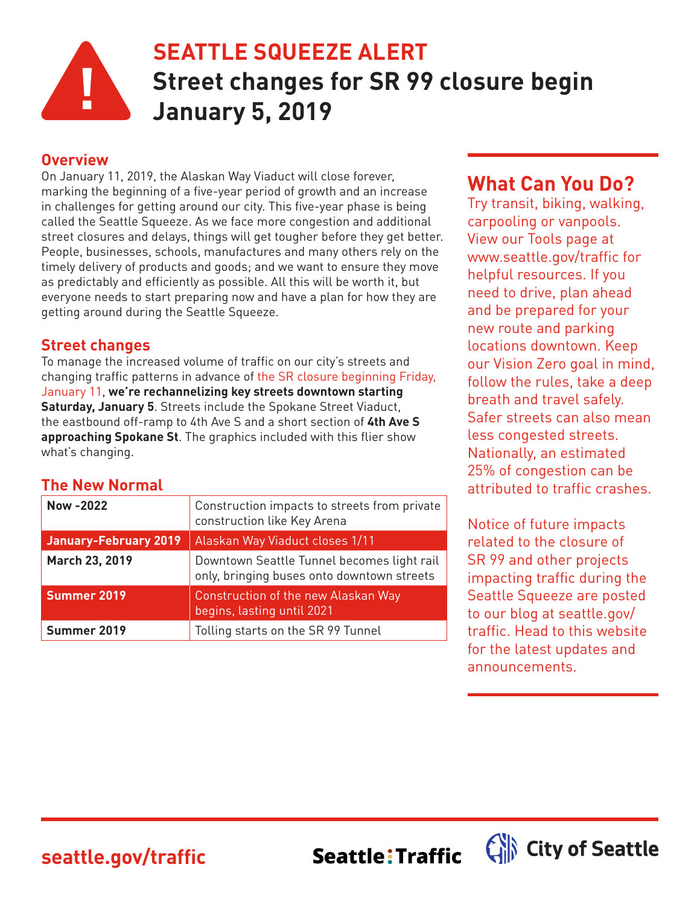# SEATTLE SQUEEZE ALERT

# Street changes for SR 99 closure begin January 5, 2019

## Overview

On January 11, 2019, the Alaskan Way Viaduct will close forever, marking the beginning of a five-year period of growth and an increase in challenges for getting around our city. This five-year phase is being called the Seattle Squeeze. As we face more congestion and additional street closures and delays, things will get tougher before they get better. People, businesses, schools, manufactures and many others rely on the timely delivery of products and goods; and we want to ensure they move as predictably and efficiently as possible. All this will be worth it, but everyone needs to start preparing now and have a plan for how they are getting around during the Seattle Squeeze.

## Street changes

To manage the increased volume of traffic on our city's streets and changing traffic patterns in advance of the SR closure beginning Friday, January 11, **we're rechannelizing key streets downtown starting Saturday, January 5**. Streets include the Spokane Street Viaduct, the eastbound off-ramp to 4th Ave S and a short section of **4th Ave S approaching Spokane St**. The graphics included with this flier show what's changing.

## The New Normal

| Date | Change |
|---|---|
| **Now -2022** | Construction impacts to streets from private construction like Key Arena |
| **January-February 2019** | Alaskan Way Viaduct closes 1/11 |
| **March 23, 2019** | Downtown Seattle Tunnel becomes light rail only, bringing buses onto downtown streets |
| **Summer 2019** | Construction of the new Alaskan Way begins, lasting until 2021 |
| **Summer 2019** | Tolling starts on the SR 99 Tunnel |

## What Can You Do?

Try transit, biking, walking, carpooling or vanpools. View our Tools page at www.seattle.gov/traffic for helpful resources. If you need to drive, plan ahead and be prepared for your new route and parking locations downtown. Keep our Vision Zero goal in mind, follow the rules, take a deep breath and travel safely. Safer streets can also mean less congested streets. Nationally, an estimated 25% of congestion can be attributed to traffic crashes.

Notice of future impacts related to the closure of SR 99 and other projects impacting traffic during the Seattle Squeeze are posted to our blog at seattle.gov/traffic. Head to this website for the latest updates and announcements.

seattle.gov/traffic

Seattle:Traffic

City of Seattle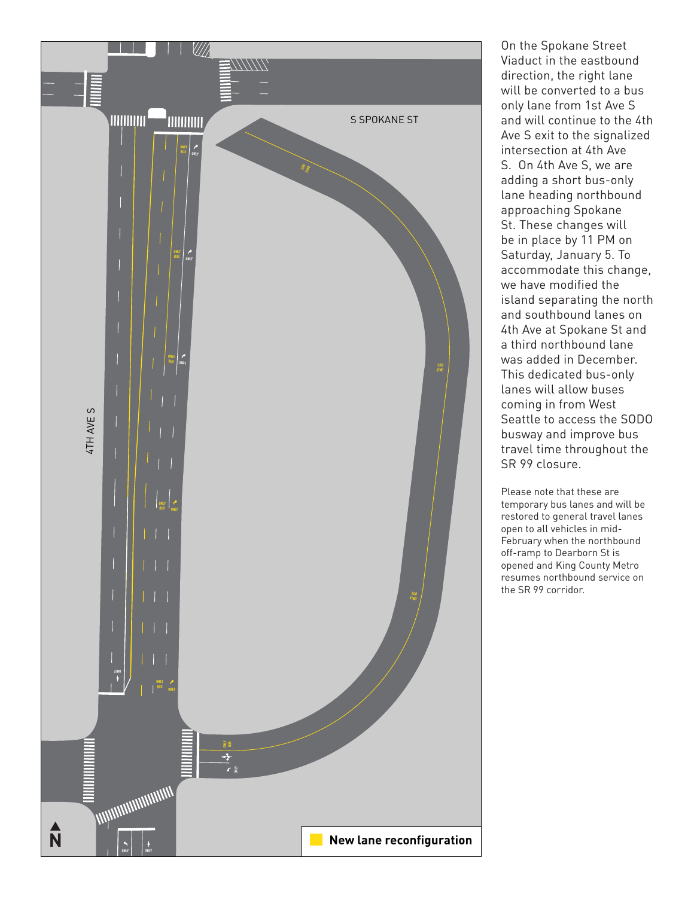S SPOKANE ST

4TH AVE S

N

New lane reconfiguration

On the Spokane Street Viaduct in the eastbound direction, the right lane will be converted to a bus only lane from 1st Ave S and will continue to the 4th Ave S exit to the signalized intersection at 4th Ave S. On 4th Ave S, we are adding a short bus-only lane heading northbound approaching Spokane St. These changes will be in place by 11 PM on Saturday, January 5. To accommodate this change, we have modified the island separating the north and southbound lanes on 4th Ave at Spokane St and a third northbound lane was added in December. This dedicated bus-only lanes will allow buses coming in from West Seattle to access the SODO busway and improve bus travel time throughout the SR 99 closure.

Please note that these are temporary bus lanes and will be restored to general travel lanes open to all vehicles in mid-February when the northbound off-ramp to Dearborn St is opened and King County Metro resumes northbound service on the SR 99 corridor.